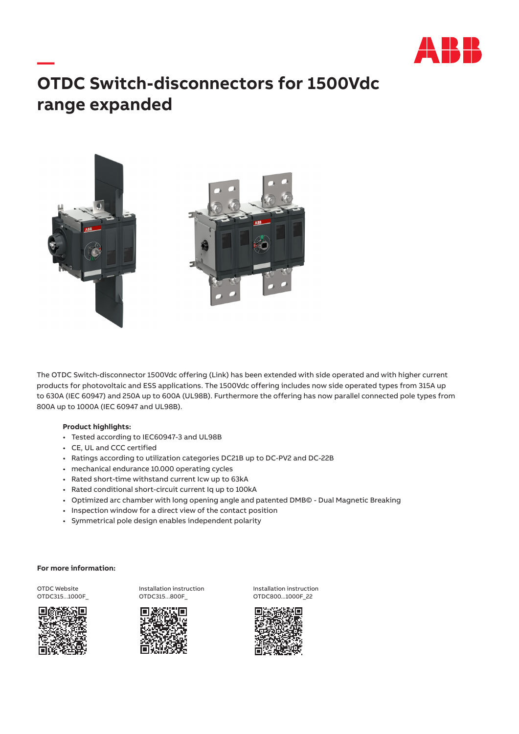# OTDC Switch-disconnectors for 1500Vdc range expanded

The OTDC Switch-disconnector 1500Vdc offering (Link) has been extended with side operated and with higher current products for photovoltaic and ESS applications. The 1500Vdc offering includes now side operated types from 315A up to 630A (IEC 60947) and 250A up to 600A (UL98B). Furthermore the offering has now parallel connected pole types from 800A up to 1000A (IEC 60947 and UL98B).

**Product highlights:**

- Tested according to IEC60947-3 and UL98B
- CE, UL and CCC certified
- Ratings according to utilization categories DC21B up to DC-PV2 and DC-22B
- mechanical endurance 10.000 operating cycles
- Rated short-time withstand current Icw up to 63kA
- Rated conditional short-circuit current Iq up to 100kA
- Optimized arc chamber with long opening angle and patented DMB© - Dual Magnetic Breaking
- Inspection window for a direct view of the contact position
- Symmetrical pole design enables independent polarity

**For more information:**

OTDC Website
OTDC315...1000F_

Installation instruction
OTDC315...800F_

Installation instruction
OTDC800...1000F_22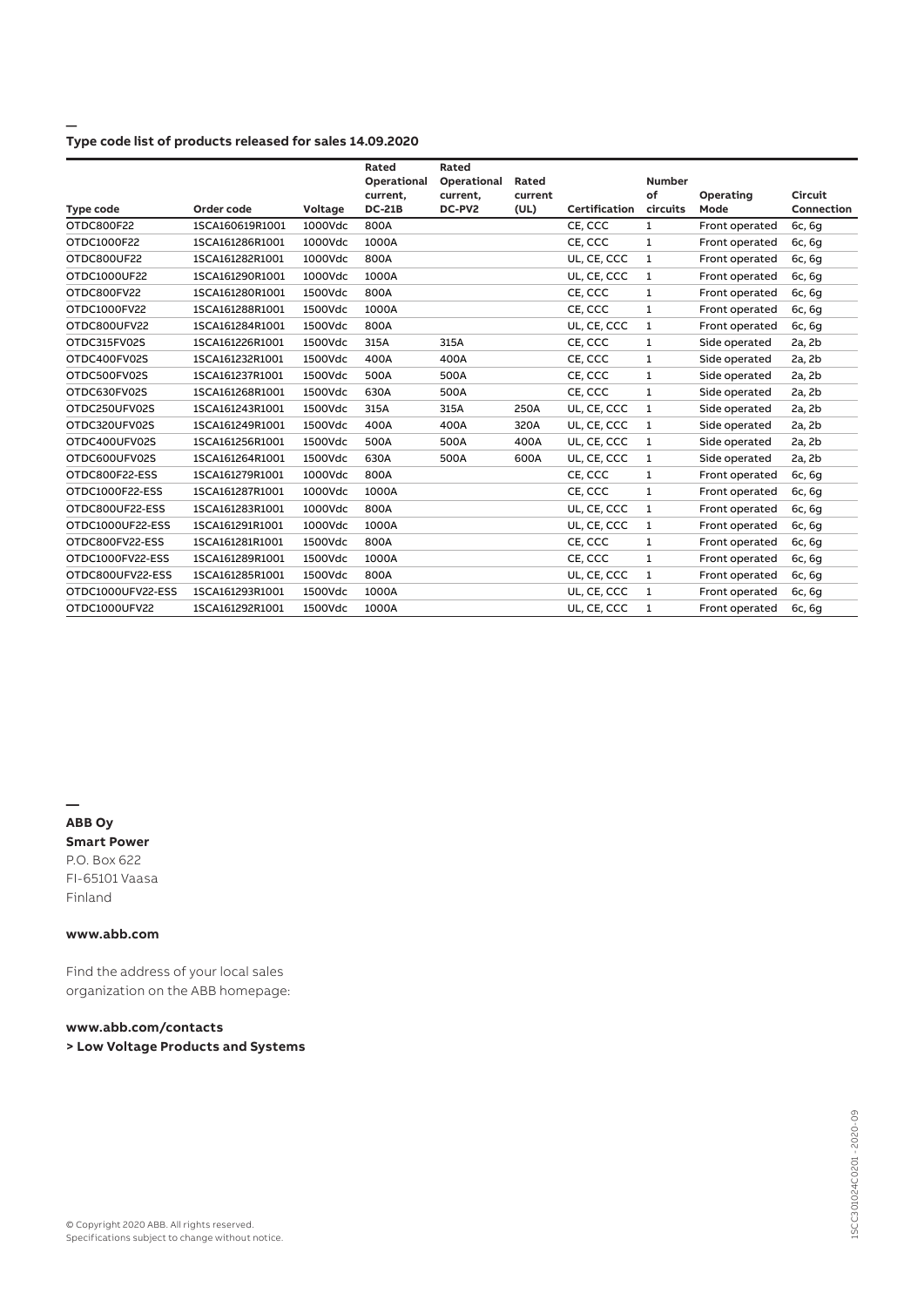## Type code list of products released for sales 14.09.2020

| Type code | Order code | Voltage | Rated Operational current, DC-21B | Rated Operational current, DC-PV2 | Rated current (UL) | Certification | Number of circuits | Operating Mode | Circuit Connection |
|---|---|---|---|---|---|---|---|---|---|
| OTDC800F22 | 1SCA160619R1001 | 1000Vdc | 800A | | | CE, CCC | 1 | Front operated | 6c, 6g |
| OTDC1000F22 | 1SCA161286R1001 | 1000Vdc | 1000A | | | CE, CCC | 1 | Front operated | 6c, 6g |
| OTDC800UF22 | 1SCA161282R1001 | 1000Vdc | 800A | | | UL, CE, CCC | 1 | Front operated | 6c, 6g |
| OTDC1000UF22 | 1SCA161290R1001 | 1000Vdc | 1000A | | | UL, CE, CCC | 1 | Front operated | 6c, 6g |
| OTDC800FV22 | 1SCA161280R1001 | 1500Vdc | 800A | | | CE, CCC | 1 | Front operated | 6c, 6g |
| OTDC1000FV22 | 1SCA161288R1001 | 1500Vdc | 1000A | | | CE, CCC | 1 | Front operated | 6c, 6g |
| OTDC800UFV22 | 1SCA161284R1001 | 1500Vdc | 800A | | | UL, CE, CCC | 1 | Front operated | 6c, 6g |
| OTDC315FV02S | 1SCA161226R1001 | 1500Vdc | 315A | 315A | | CE, CCC | 1 | Side operated | 2a, 2b |
| OTDC400FV02S | 1SCA161232R1001 | 1500Vdc | 400A | 400A | | CE, CCC | 1 | Side operated | 2a, 2b |
| OTDC500FV02S | 1SCA161237R1001 | 1500Vdc | 500A | 500A | | CE, CCC | 1 | Side operated | 2a, 2b |
| OTDC630FV02S | 1SCA161268R1001 | 1500Vdc | 630A | 500A | | CE, CCC | 1 | Side operated | 2a, 2b |
| OTDC250UFV02S | 1SCA161243R1001 | 1500Vdc | 315A | 315A | 250A | UL, CE, CCC | 1 | Side operated | 2a, 2b |
| OTDC320UFV02S | 1SCA161249R1001 | 1500Vdc | 400A | 400A | 320A | UL, CE, CCC | 1 | Side operated | 2a, 2b |
| OTDC400UFV02S | 1SCA161256R1001 | 1500Vdc | 500A | 500A | 400A | UL, CE, CCC | 1 | Side operated | 2a, 2b |
| OTDC600UFV02S | 1SCA161264R1001 | 1500Vdc | 630A | 500A | 600A | UL, CE, CCC | 1 | Side operated | 2a, 2b |
| OTDC800F22-ESS | 1SCA161279R1001 | 1000Vdc | 800A | | | CE, CCC | 1 | Front operated | 6c, 6g |
| OTDC1000F22-ESS | 1SCA161287R1001 | 1000Vdc | 1000A | | | CE, CCC | 1 | Front operated | 6c, 6g |
| OTDC800UF22-ESS | 1SCA161283R1001 | 1000Vdc | 800A | | | UL, CE, CCC | 1 | Front operated | 6c, 6g |
| OTDC1000UF22-ESS | 1SCA161291R1001 | 1000Vdc | 1000A | | | UL, CE, CCC | 1 | Front operated | 6c, 6g |
| OTDC800FV22-ESS | 1SCA161281R1001 | 1500Vdc | 800A | | | CE, CCC | 1 | Front operated | 6c, 6g |
| OTDC1000FV22-ESS | 1SCA161289R1001 | 1500Vdc | 1000A | | | CE, CCC | 1 | Front operated | 6c, 6g |
| OTDC800UFV22-ESS | 1SCA161285R1001 | 1500Vdc | 800A | | | UL, CE, CCC | 1 | Front operated | 6c, 6g |
| OTDC1000UFV22-ESS | 1SCA161293R1001 | 1500Vdc | 1000A | | | UL, CE, CCC | 1 | Front operated | 6c, 6g |
| OTDC1000UFV22 | 1SCA161292R1001 | 1500Vdc | 1000A | | | UL, CE, CCC | 1 | Front operated | 6c, 6g |

**ABB Oy**
**Smart Power**
P.O. Box 622
FI-65101 Vaasa
Finland

**www.abb.com**

Find the address of your local sales organization on the ABB homepage:

**www.abb.com/contacts**
**> Low Voltage Products and Systems**

© Copyright 2020 ABB. All rights reserved.
Specifications subject to change without notice.

1SCC301024C0201 - 2020-09